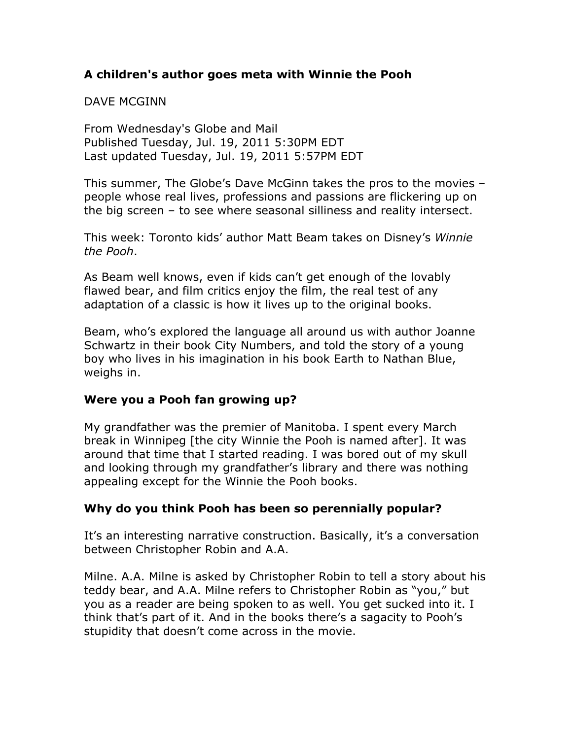## A children's author goes meta with Winnie the Pooh

DAVE MCGINN

From Wednesday's Globe and Mail
Published Tuesday, Jul. 19, 2011 5:30PM EDT
Last updated Tuesday, Jul. 19, 2011 5:57PM EDT

This summer, The Globe's Dave McGinn takes the pros to the movies – people whose real lives, professions and passions are flickering up on the big screen – to see where seasonal silliness and reality intersect.

This week: Toronto kids' author Matt Beam takes on Disney's *Winnie the Pooh*.

As Beam well knows, even if kids can't get enough of the lovably flawed bear, and film critics enjoy the film, the real test of any adaptation of a classic is how it lives up to the original books.

Beam, who's explored the language all around us with author Joanne Schwartz in their book City Numbers, and told the story of a young boy who lives in his imagination in his book Earth to Nathan Blue, weighs in.

**Were you a Pooh fan growing up?**

My grandfather was the premier of Manitoba. I spent every March break in Winnipeg [the city Winnie the Pooh is named after]. It was around that time that I started reading. I was bored out of my skull and looking through my grandfather's library and there was nothing appealing except for the Winnie the Pooh books.

**Why do you think Pooh has been so perennially popular?**

It's an interesting narrative construction. Basically, it's a conversation between Christopher Robin and A.A.

Milne. A.A. Milne is asked by Christopher Robin to tell a story about his teddy bear, and A.A. Milne refers to Christopher Robin as "you," but you as a reader are being spoken to as well. You get sucked into it. I think that's part of it. And in the books there's a sagacity to Pooh's stupidity that doesn't come across in the movie.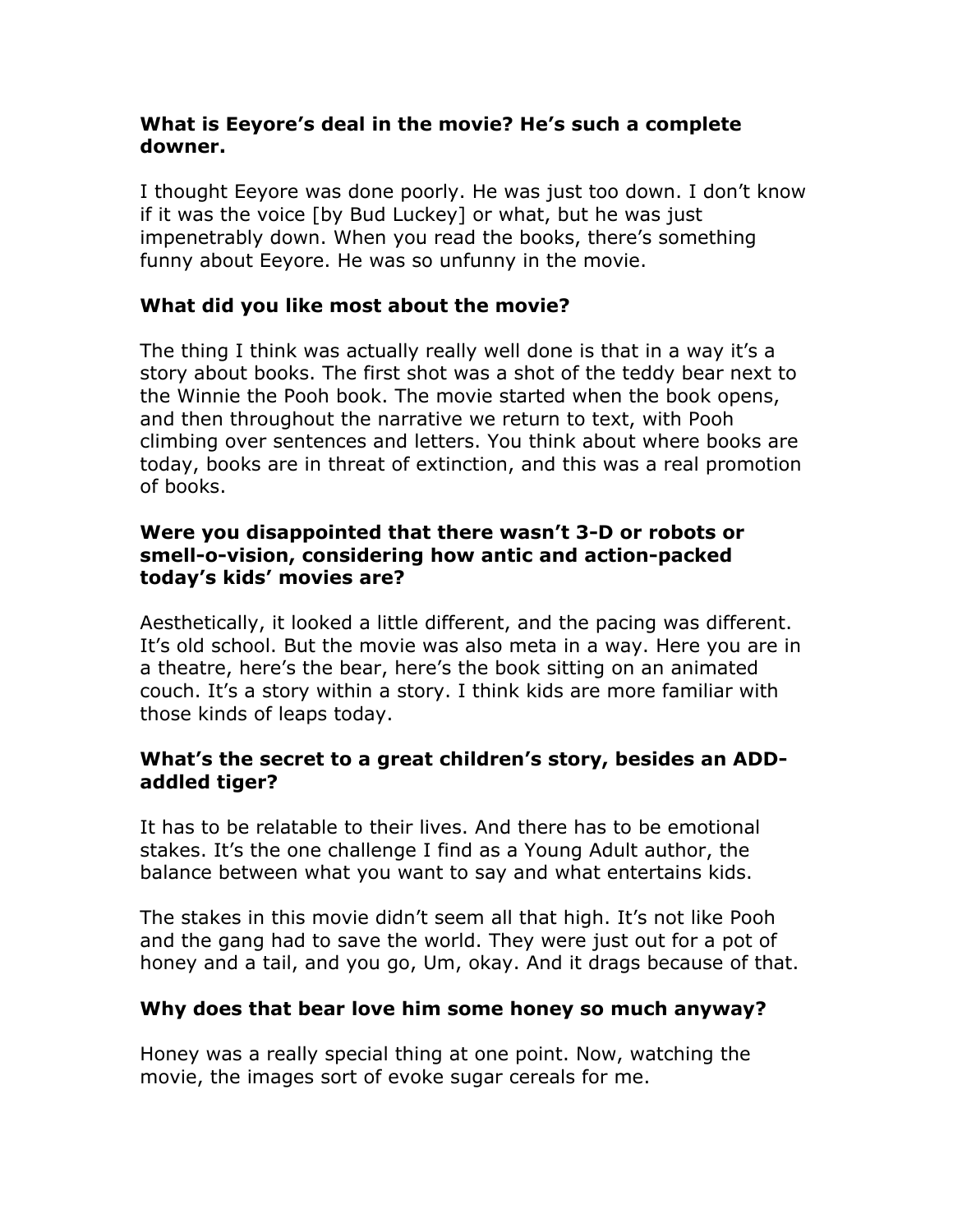**What is Eeyore's deal in the movie? He's such a complete downer.**

I thought Eeyore was done poorly. He was just too down. I don't know if it was the voice [by Bud Luckey] or what, but he was just impenetrably down. When you read the books, there's something funny about Eeyore. He was so unfunny in the movie.

**What did you like most about the movie?**

The thing I think was actually really well done is that in a way it's a story about books. The first shot was a shot of the teddy bear next to the Winnie the Pooh book. The movie started when the book opens, and then throughout the narrative we return to text, with Pooh climbing over sentences and letters. You think about where books are today, books are in threat of extinction, and this was a real promotion of books.

**Were you disappointed that there wasn't 3-D or robots or smell-o-vision, considering how antic and action-packed today's kids' movies are?**

Aesthetically, it looked a little different, and the pacing was different. It's old school. But the movie was also meta in a way. Here you are in a theatre, here's the bear, here's the book sitting on an animated couch. It's a story within a story. I think kids are more familiar with those kinds of leaps today.

**What's the secret to a great children's story, besides an ADD-addled tiger?**

It has to be relatable to their lives. And there has to be emotional stakes. It's the one challenge I find as a Young Adult author, the balance between what you want to say and what entertains kids.

The stakes in this movie didn't seem all that high. It's not like Pooh and the gang had to save the world. They were just out for a pot of honey and a tail, and you go, Um, okay. And it drags because of that.

**Why does that bear love him some honey so much anyway?**

Honey was a really special thing at one point. Now, watching the movie, the images sort of evoke sugar cereals for me.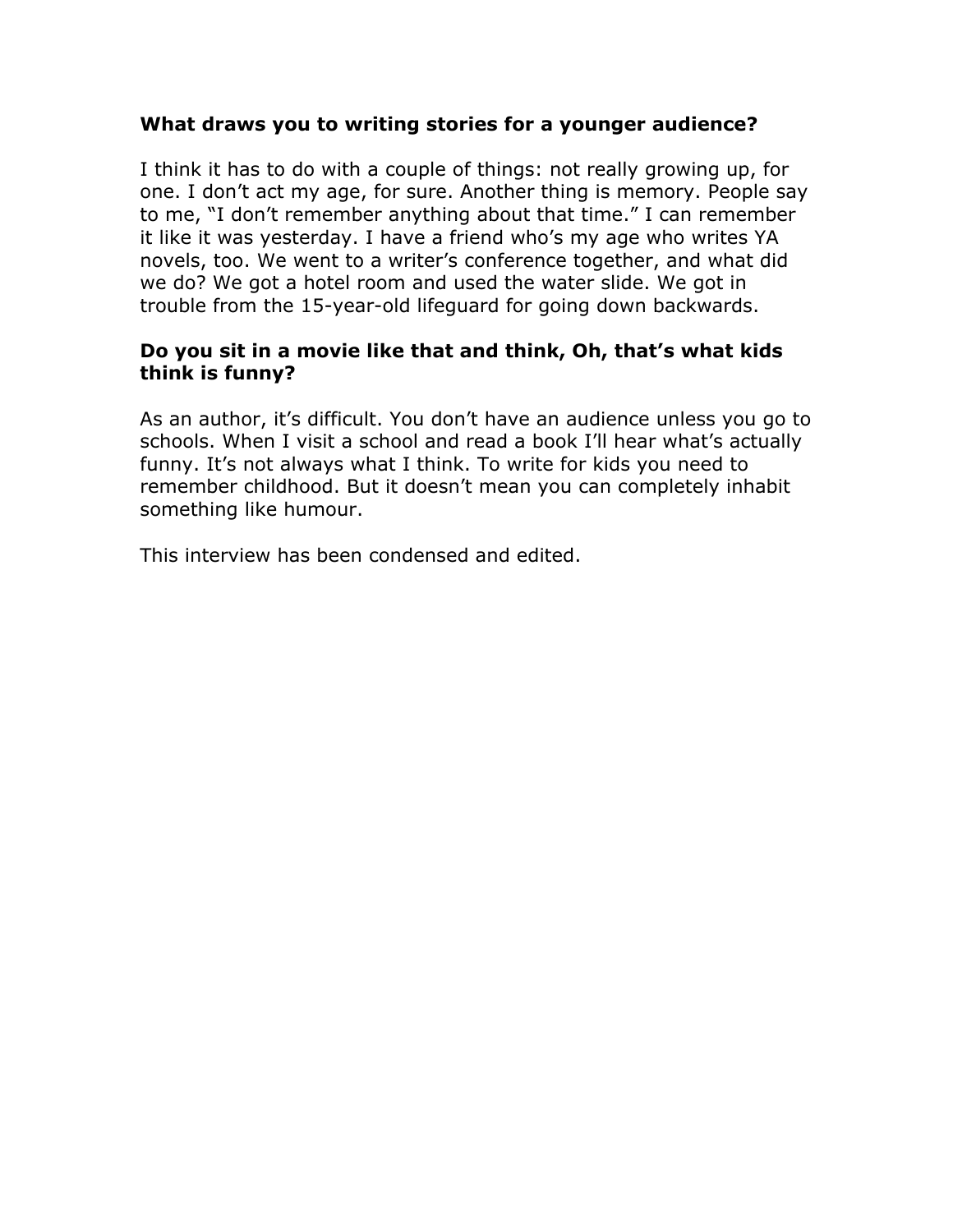**What draws you to writing stories for a younger audience?**

I think it has to do with a couple of things: not really growing up, for one. I don't act my age, for sure. Another thing is memory. People say to me, "I don't remember anything about that time." I can remember it like it was yesterday. I have a friend who's my age who writes YA novels, too. We went to a writer's conference together, and what did we do? We got a hotel room and used the water slide. We got in trouble from the 15-year-old lifeguard for going down backwards.

**Do you sit in a movie like that and think, Oh, that's what kids think is funny?**

As an author, it's difficult. You don't have an audience unless you go to schools. When I visit a school and read a book I'll hear what's actually funny. It's not always what I think. To write for kids you need to remember childhood. But it doesn't mean you can completely inhabit something like humour.

This interview has been condensed and edited.